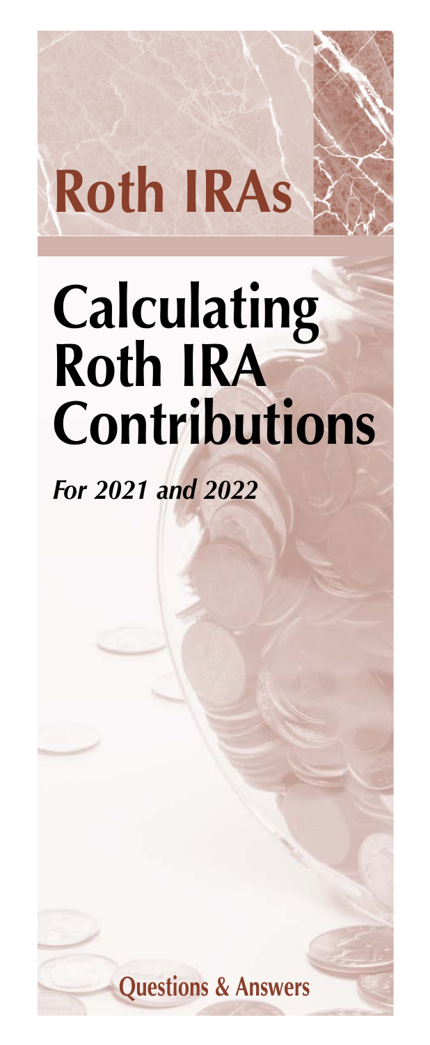# Roth IRAs

# Calculating Roth IRA Contributions

***For 2021 and 2022***

**Questions & Answers**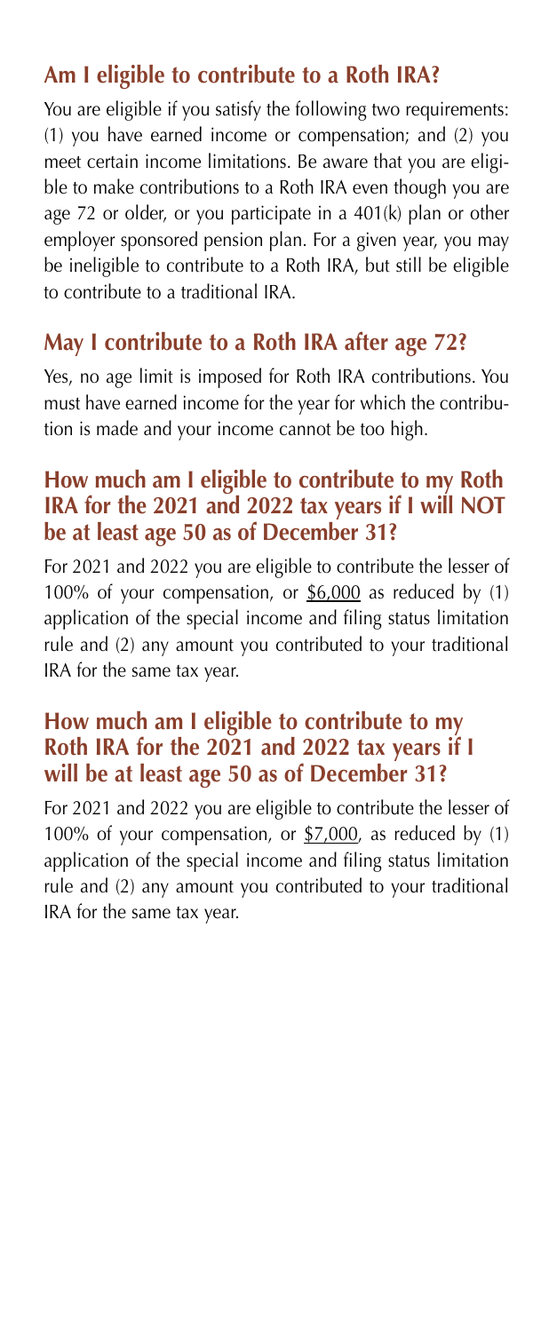## Am I eligible to contribute to a Roth IRA?

You are eligible if you satisfy the following two requirements: (1) you have earned income or compensation; and (2) you meet certain income limitations. Be aware that you are eligible to make contributions to a Roth IRA even though you are age 72 or older, or you participate in a 401(k) plan or other employer sponsored pension plan. For a given year, you may be ineligible to contribute to a Roth IRA, but still be eligible to contribute to a traditional IRA.

## May I contribute to a Roth IRA after age 72?

Yes, no age limit is imposed for Roth IRA contributions. You must have earned income for the year for which the contribution is made and your income cannot be too high.

## How much am I eligible to contribute to my Roth IRA for the 2021 and 2022 tax years if I will NOT be at least age 50 as of December 31?

For 2021 and 2022 you are eligible to contribute the lesser of 100% of your compensation, or $6,000 as reduced by (1) application of the special income and filing status limitation rule and (2) any amount you contributed to your traditional IRA for the same tax year.

## How much am I eligible to contribute to my Roth IRA for the 2021 and 2022 tax years if I will be at least age 50 as of December 31?

For 2021 and 2022 you are eligible to contribute the lesser of 100% of your compensation, or $7,000, as reduced by (1) application of the special income and filing status limitation rule and (2) any amount you contributed to your traditional IRA for the same tax year.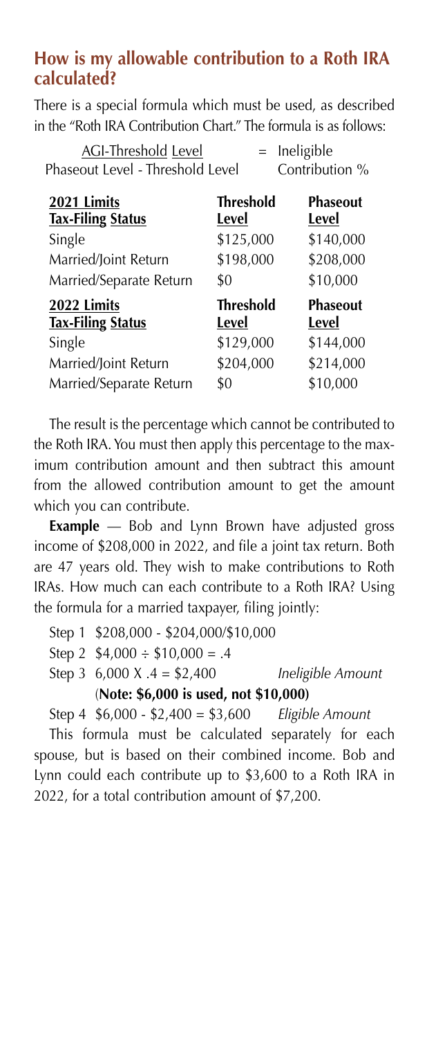## How is my allowable contribution to a Roth IRA calculated?

There is a special formula which must be used, as described in the "Roth IRA Contribution Chart." The formula is as follows:

$$\frac{\text{AGI-Threshold Level}}{\text{Phaseout Level - Threshold Level}} = \text{Ineligible Contribution \%}$$

| 2021 Limits<br>Tax-Filing Status | Threshold<br>Level | Phaseout<br>Level |
|---|---|---|
| Single | \$125,000 | \$140,000 |
| Married/Joint Return | \$198,000 | \$208,000 |
| Married/Separate Return | \$0 | \$10,000 |
| **2022 Limits**<br>**Tax-Filing Status** | **Threshold**<br>**Level** | **Phaseout**<br>**Level** |
| Single | \$129,000 | \$144,000 |
| Married/Joint Return | \$204,000 | \$214,000 |
| Married/Separate Return | \$0 | \$10,000 |

The result is the percentage which cannot be contributed to the Roth IRA. You must then apply this percentage to the maximum contribution amount and then subtract this amount from the allowed contribution amount to get the amount which you can contribute.

**Example** — Bob and Lynn Brown have adjusted gross income of \$208,000 in 2022, and file a joint tax return. Both are 47 years old. They wish to make contributions to Roth IRAs. How much can each contribute to a Roth IRA? Using the formula for a married taxpayer, filing jointly:

Step 1 \$208,000 - \$204,000/\$10,000

Step 2 \$4,000 ÷ \$10,000 = .4

Step 3 6,000 X .4 = \$2,400 *Ineligible Amount*

**(Note: \$6,000 is used, not \$10,000)**

Step 4 \$6,000 - \$2,400 = \$3,600 *Eligible Amount*

This formula must be calculated separately for each spouse, but is based on their combined income. Bob and Lynn could each contribute up to \$3,600 to a Roth IRA in 2022, for a total contribution amount of \$7,200.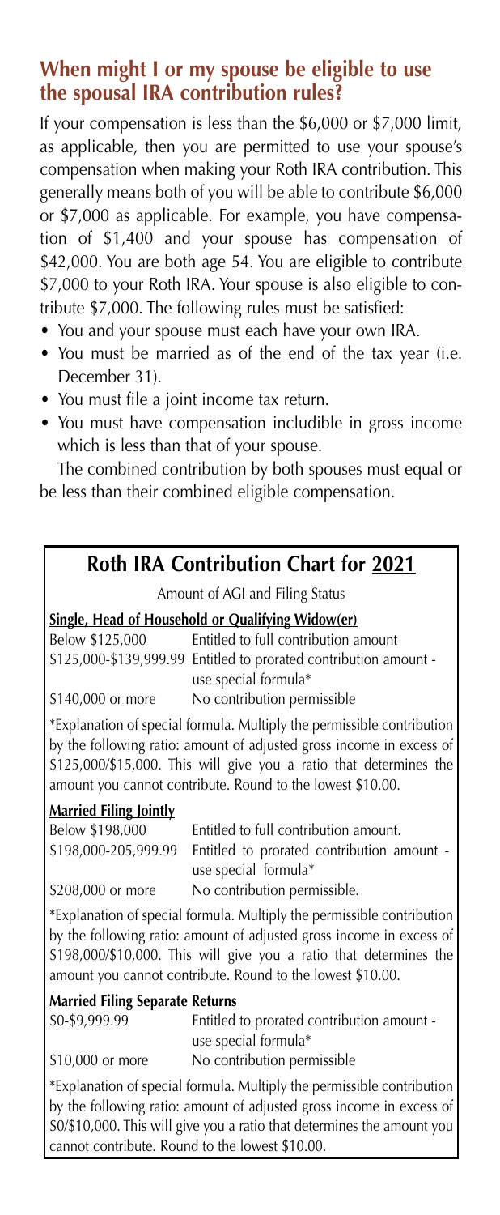## When might I or my spouse be eligible to use the spousal IRA contribution rules?

If your compensation is less than the $6,000 or $7,000 limit, as applicable, then you are permitted to use your spouse's compensation when making your Roth IRA contribution. This generally means both of you will be able to contribute $6,000 or $7,000 as applicable. For example, you have compensation of $1,400 and your spouse has compensation of $42,000. You are both age 54. You are eligible to contribute $7,000 to your Roth IRA. Your spouse is also eligible to contribute $7,000. The following rules must be satisfied:

- You and your spouse must each have your own IRA.
- You must be married as of the end of the tax year (i.e. December 31).
- You must file a joint income tax return.
- You must have compensation includible in gross income which is less than that of your spouse.

The combined contribution by both spouses must equal or be less than their combined eligible compensation.

## Roth IRA Contribution Chart for 2021

Amount of AGI and Filing Status

**Single, Head of Household or Qualifying Widow(er)**

| | |
|---|---|
| Below $125,000 | Entitled to full contribution amount |
| $125,000-$139,999.99 | Entitled to prorated contribution amount - use special formula* |
| $140,000 or more | No contribution permissible |

*Explanation of special formula. Multiply the permissible contribution by the following ratio: amount of adjusted gross income in excess of $125,000/$15,000. This will give you a ratio that determines the amount you cannot contribute. Round to the lowest $10.00.

**Married Filing Jointly**

| | |
|---|---|
| Below $198,000 | Entitled to full contribution amount. |
| $198,000-205,999.99 | Entitled to prorated contribution amount - use special formula* |
| $208,000 or more | No contribution permissible. |

*Explanation of special formula. Multiply the permissible contribution by the following ratio: amount of adjusted gross income in excess of $198,000/$10,000. This will give you a ratio that determines the amount you cannot contribute. Round to the lowest $10.00.

**Married Filing Separate Returns**

| | |
|---|---|
| $0-$9,999.99 | Entitled to prorated contribution amount - use special formula* |
| $10,000 or more | No contribution permissible |

*Explanation of special formula. Multiply the permissible contribution by the following ratio: amount of adjusted gross income in excess of $0/$10,000. This will give you a ratio that determines the amount you cannot contribute. Round to the lowest $10.00.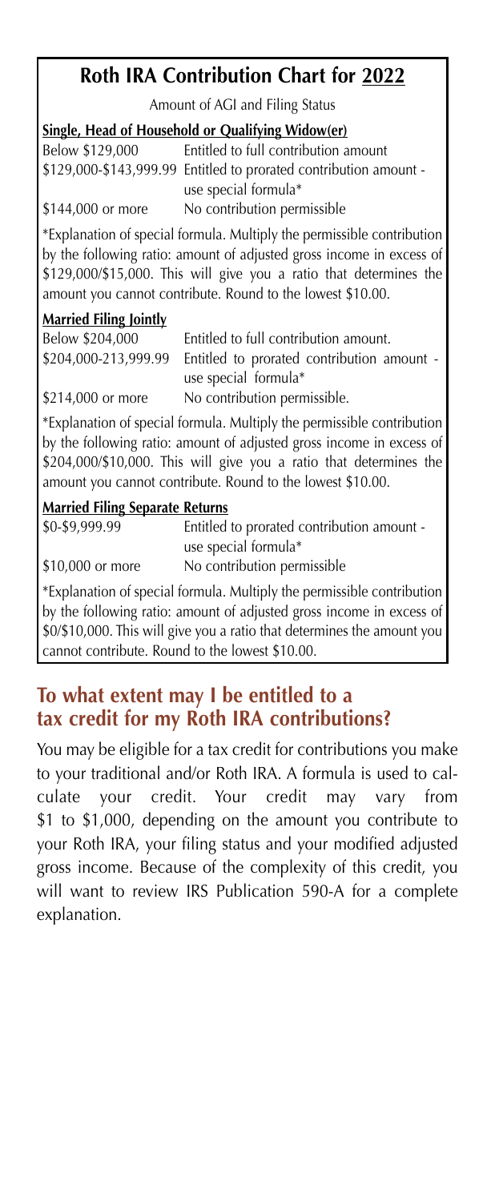## Roth IRA Contribution Chart for 2022

Amount of AGI and Filing Status

**Single, Head of Household or Qualifying Widow(er)**

| | |
|---|---|
| Below $129,000 | Entitled to full contribution amount |
| $129,000-$143,999.99 | Entitled to prorated contribution amount - use special formula* |
| $144,000 or more | No contribution permissible |

*Explanation of special formula. Multiply the permissible contribution by the following ratio: amount of adjusted gross income in excess of $129,000/$15,000. This will give you a ratio that determines the amount you cannot contribute. Round to the lowest $10.00.

**Married Filing Jointly**

| | |
|---|---|
| Below $204,000 | Entitled to full contribution amount. |
| $204,000-213,999.99 | Entitled to prorated contribution amount - use special formula* |
| $214,000 or more | No contribution permissible. |

*Explanation of special formula. Multiply the permissible contribution by the following ratio: amount of adjusted gross income in excess of $204,000/$10,000. This will give you a ratio that determines the amount you cannot contribute. Round to the lowest $10.00.

**Married Filing Separate Returns**

| | |
|---|---|
| $0-$9,999.99 | Entitled to prorated contribution amount - use special formula* |
| $10,000 or more | No contribution permissible |

*Explanation of special formula. Multiply the permissible contribution by the following ratio: amount of adjusted gross income in excess of $0/$10,000. This will give you a ratio that determines the amount you cannot contribute. Round to the lowest $10.00.

## To what extent may I be entitled to a tax credit for my Roth IRA contributions?

You may be eligible for a tax credit for contributions you make to your traditional and/or Roth IRA. A formula is used to calculate your credit. Your credit may vary from $1 to $1,000, depending on the amount you contribute to your Roth IRA, your filing status and your modified adjusted gross income. Because of the complexity of this credit, you will want to review IRS Publication 590-A for a complete explanation.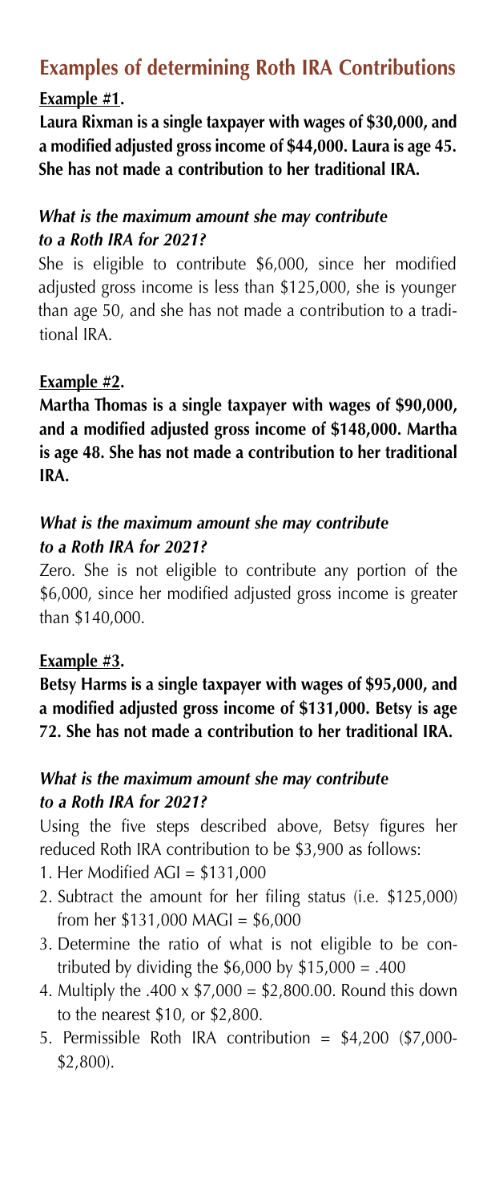## Examples of determining Roth IRA Contributions

**Example #1.**

**Laura Rixman is a single taxpayer with wages of $30,000, and a modified adjusted gross income of $44,000. Laura is age 45. She has not made a contribution to her traditional IRA.**

***What is the maximum amount she may contribute to a Roth IRA for 2021?***

She is eligible to contribute $6,000, since her modified adjusted gross income is less than $125,000, she is younger than age 50, and she has not made a contribution to a traditional IRA.

**Example #2.**

**Martha Thomas is a single taxpayer with wages of $90,000, and a modified adjusted gross income of $148,000. Martha is age 48. She has not made a contribution to her traditional IRA.**

***What is the maximum amount she may contribute to a Roth IRA for 2021?***

Zero. She is not eligible to contribute any portion of the $6,000, since her modified adjusted gross income is greater than $140,000.

**Example #3.**

**Betsy Harms is a single taxpayer with wages of $95,000, and a modified adjusted gross income of $131,000. Betsy is age 72. She has not made a contribution to her traditional IRA.**

***What is the maximum amount she may contribute to a Roth IRA for 2021?***

Using the five steps described above, Betsy figures her reduced Roth IRA contribution to be $3,900 as follows:

1. Her Modified AGI = $131,000
2. Subtract the amount for her filing status (i.e. $125,000) from her $131,000 MAGI = $6,000
3. Determine the ratio of what is not eligible to be contributed by dividing the $6,000 by $15,000 = .400
4. Multiply the .400 x $7,000 = $2,800.00. Round this down to the nearest $10, or $2,800.
5. Permissible Roth IRA contribution = $4,200 ($7,000-$2,800).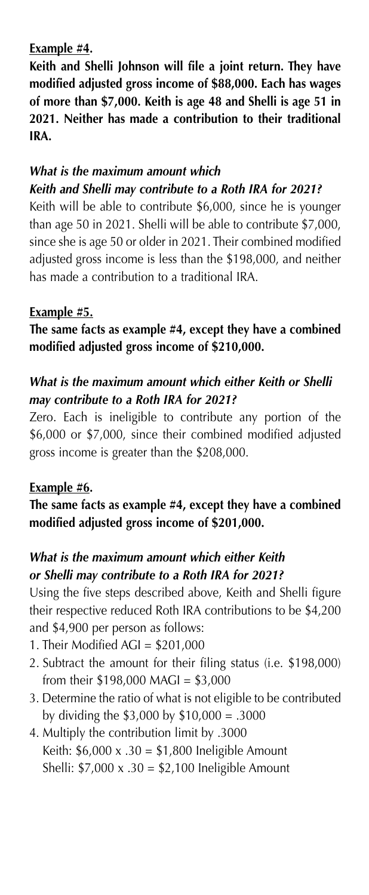**Example #4.**

**Keith and Shelli Johnson will file a joint return. They have modified adjusted gross income of $88,000. Each has wages of more than $7,000. Keith is age 48 and Shelli is age 51 in 2021. Neither has made a contribution to their traditional IRA.**

***What is the maximum amount which Keith and Shelli may contribute to a Roth IRA for 2021?***

Keith will be able to contribute $6,000, since he is younger than age 50 in 2021. Shelli will be able to contribute $7,000, since she is age 50 or older in 2021. Their combined modified adjusted gross income is less than the $198,000, and neither has made a contribution to a traditional IRA.

**Example #5.**

**The same facts as example #4, except they have a combined modified adjusted gross income of $210,000.**

***What is the maximum amount which either Keith or Shelli may contribute to a Roth IRA for 2021?***

Zero. Each is ineligible to contribute any portion of the $6,000 or $7,000, since their combined modified adjusted gross income is greater than the $208,000.

**Example #6.**

**The same facts as example #4, except they have a combined modified adjusted gross income of $201,000.**

***What is the maximum amount which either Keith or Shelli may contribute to a Roth IRA for 2021?***

Using the five steps described above, Keith and Shelli figure their respective reduced Roth IRA contributions to be $4,200 and $4,900 per person as follows:

1. Their Modified AGI = $201,000
2. Subtract the amount for their filing status (i.e. $198,000) from their $198,000 MAGI = $3,000
3. Determine the ratio of what is not eligible to be contributed by dividing the $3,000 by $10,000 = .3000
4. Multiply the contribution limit by .3000
   Keith: $6,000 x .30 = $1,800 Ineligible Amount
   Shelli: $7,000 x .30 = $2,100 Ineligible Amount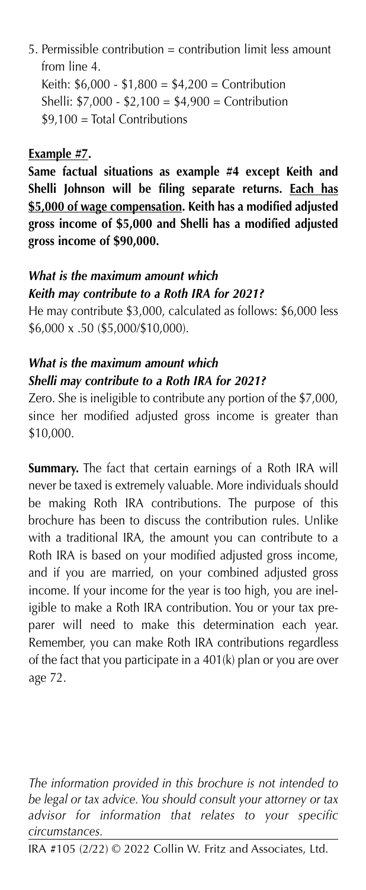5. Permissible contribution = contribution limit less amount from line 4.
   Keith: $6,000 - $1,800 = $4,200 = Contribution
   Shelli: $7,000 - $2,100 = $4,900 = Contribution
   $9,100 = Total Contributions

**Example #7.**

**Same factual situations as example #4 except Keith and Shelli Johnson will be filing separate returns. <u>Each has $5,000 of wage compensation</u>. Keith has a modified adjusted gross income of $5,000 and Shelli has a modified adjusted gross income of $90,000.**

***What is the maximum amount which Keith may contribute to a Roth IRA for 2021?***

He may contribute $3,000, calculated as follows: $6,000 less $6,000 x .50 ($5,000/$10,000).

***What is the maximum amount which Shelli may contribute to a Roth IRA for 2021?***

Zero. She is ineligible to contribute any portion of the $7,000, since her modified adjusted gross income is greater than $10,000.

**Summary.** The fact that certain earnings of a Roth IRA will never be taxed is extremely valuable. More individuals should be making Roth IRA contributions. The purpose of this brochure has been to discuss the contribution rules. Unlike with a traditional IRA, the amount you can contribute to a Roth IRA is based on your modified adjusted gross income, and if you are married, on your combined adjusted gross income. If your income for the year is too high, you are ineligible to make a Roth IRA contribution. You or your tax preparer will need to make this determination each year. Remember, you can make Roth IRA contributions regardless of the fact that you participate in a 401(k) plan or you are over age 72.

*The information provided in this brochure is not intended to be legal or tax advice. You should consult your attorney or tax advisor for information that relates to your specific circumstances.*

IRA #105 (2/22) © 2022 Collin W. Fritz and Associates, Ltd.